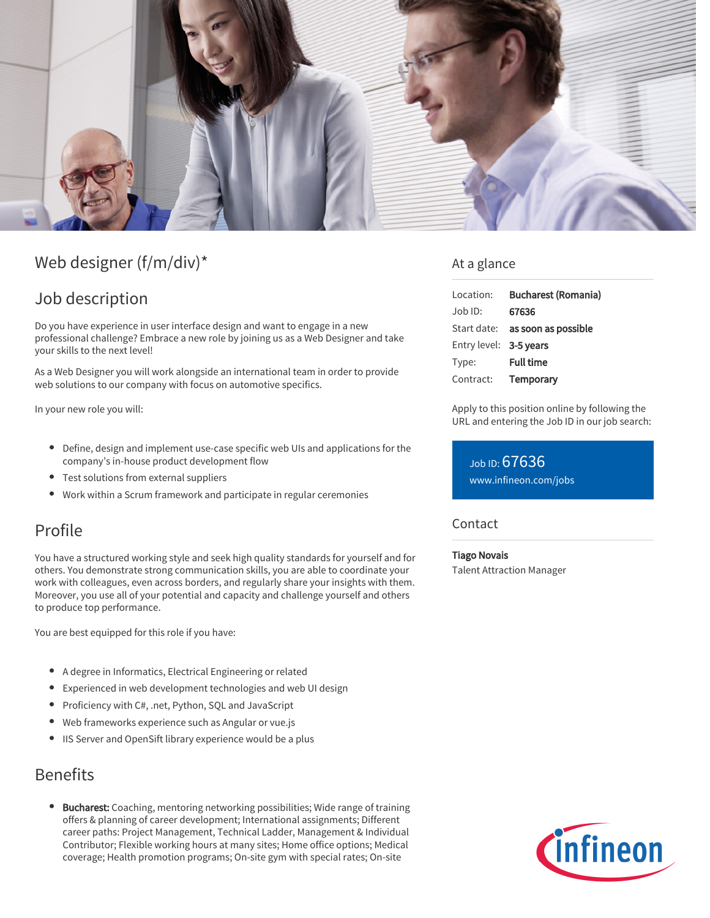# Web designer (f/m/div)*

## Job description

Do you have experience in user interface design and want to engage in a new professional challenge? Embrace a new role by joining us as a Web Designer and take your skills to the next level!

As a Web Designer you will work alongside an international team in order to provide web solutions to our company with focus on automotive specifics.

In your new role you will:

- Define, design and implement use-case specific web UIs and applications for the company's in-house product development flow
- Test solutions from external suppliers
- Work within a Scrum framework and participate in regular ceremonies

## Profile

You have a structured working style and seek high quality standards for yourself and for others. You demonstrate strong communication skills, you are able to coordinate your work with colleagues, even across borders, and regularly share your insights with them. Moreover, you use all of your potential and capacity and challenge yourself and others to produce top performance.

You are best equipped for this role if you have:

- A degree in Informatics, Electrical Engineering or related
- Experienced in web development technologies and web UI design
- Proficiency with C#, .net, Python, SQL and JavaScript
- Web frameworks experience such as Angular or vue.js
- IIS Server and OpenSift library experience would be a plus

## Benefits

- **Bucharest:** Coaching, mentoring networking possibilities; Wide range of training offers & planning of career development; International assignments; Different career paths: Project Management, Technical Ladder, Management & Individual Contributor; Flexible working hours at many sites; Home office options; Medical coverage; Health promotion programs; On-site gym with special rates; On-site

## At a glance

| | |
|---|---|
| Location: | **Bucharest (Romania)** |
| Job ID: | **67636** |
| Start date: | **as soon as possible** |
| Entry level: | **3-5 years** |
| Type: | **Full time** |
| Contract: | **Temporary** |

Apply to this position online by following the URL and entering the Job ID in our job search:

Job ID: 67636
www.infineon.com/jobs

## Contact

**Tiago Novais**
Talent Attraction Manager

infineon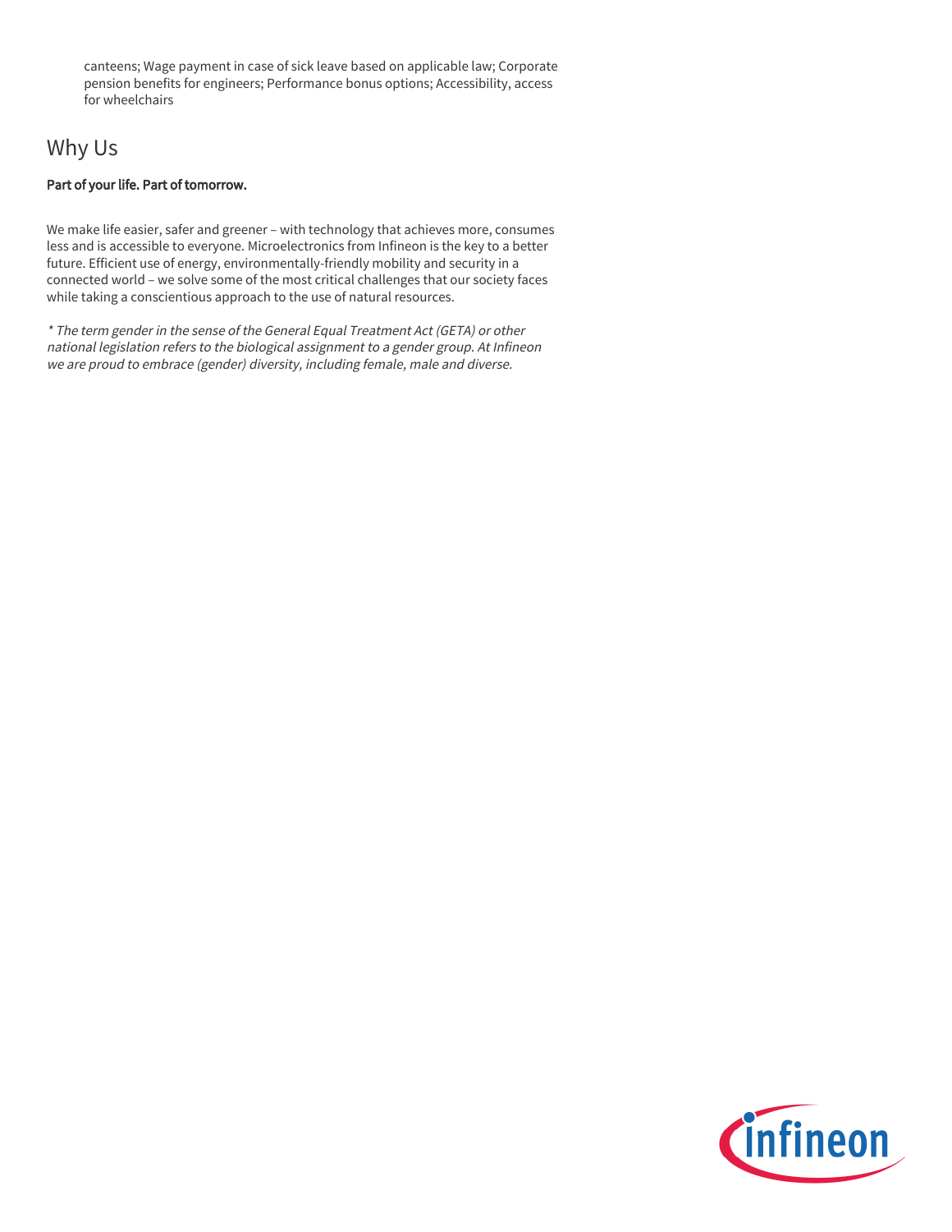canteens; Wage payment in case of sick leave based on applicable law; Corporate pension benefits for engineers; Performance bonus options; Accessibility, access for wheelchairs

## Why Us

**Part of your life. Part of tomorrow.**

We make life easier, safer and greener – with technology that achieves more, consumes less and is accessible to everyone. Microelectronics from Infineon is the key to a better future. Efficient use of energy, environmentally-friendly mobility and security in a connected world – we solve some of the most critical challenges that our society faces while taking a conscientious approach to the use of natural resources.

*\* The term gender in the sense of the General Equal Treatment Act (GETA) or other national legislation refers to the biological assignment to a gender group. At Infineon we are proud to embrace (gender) diversity, including female, male and diverse.*